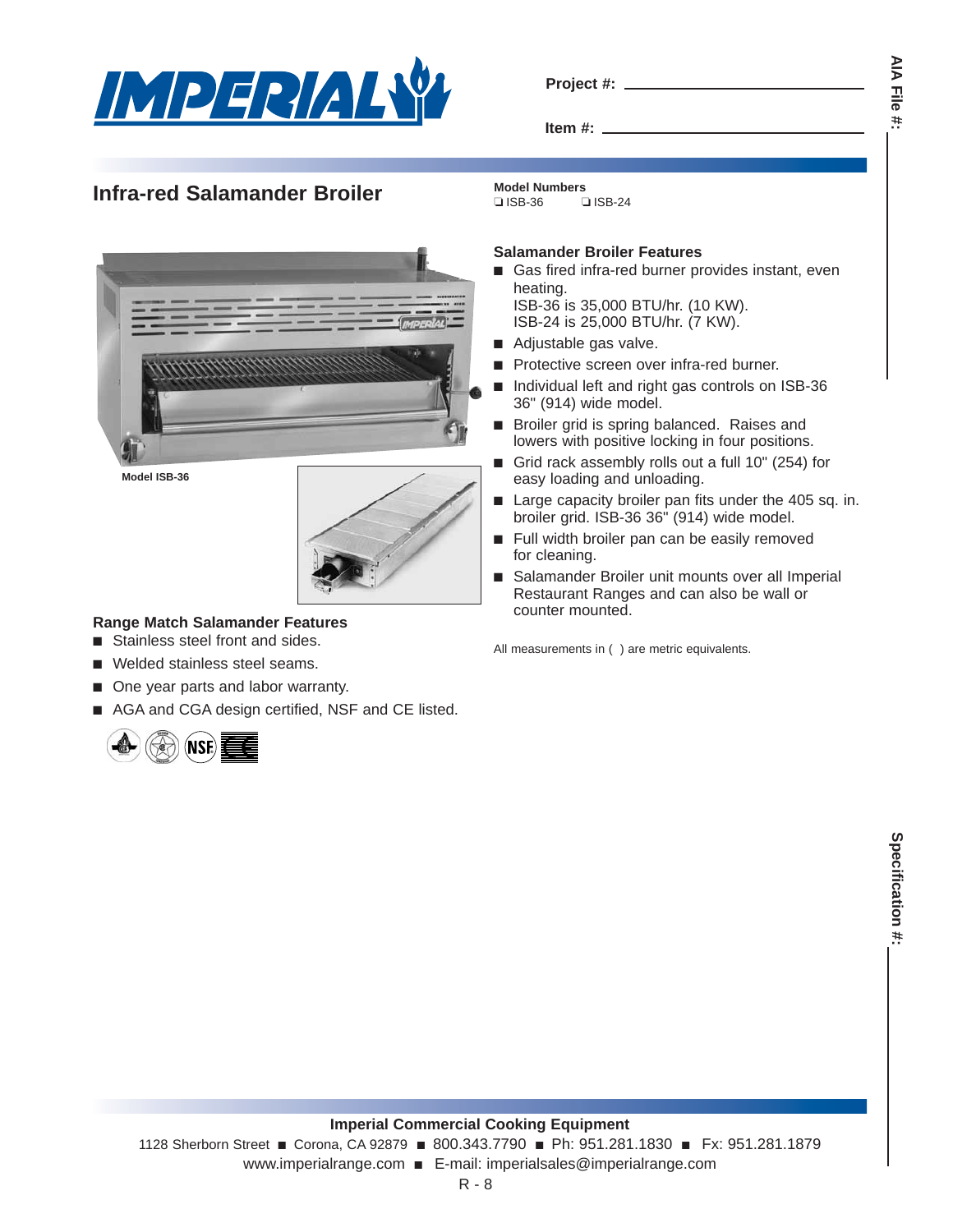Project #: ______________________

Item #: ______________________

AIA File #: ______________________

# Infra-red Salamander Broiler

**Model Numbers**
❑ ISB-36 ❑ ISB-24

Model ISB-36

### Salamander Broiler Features

- Gas fired infra-red burner provides instant, even heating.
  ISB-36 is 35,000 BTU/hr. (10 KW).
  ISB-24 is 25,000 BTU/hr. (7 KW).
- Adjustable gas valve.
- Protective screen over infra-red burner.
- Individual left and right gas controls on ISB-36 36" (914) wide model.
- Broiler grid is spring balanced. Raises and lowers with positive locking in four positions.
- Grid rack assembly rolls out a full 10" (254) for easy loading and unloading.
- Large capacity broiler pan fits under the 405 sq. in. broiler grid. ISB-36 36" (914) wide model.
- Full width broiler pan can be easily removed for cleaning.
- Salamander Broiler unit mounts over all Imperial Restaurant Ranges and can also be wall or counter mounted.

All measurements in ( ) are metric equivalents.

### Range Match Salamander Features

- Stainless steel front and sides.
- Welded stainless steel seams.
- One year parts and labor warranty.
- AGA and CGA design certified, NSF and CE listed.

Specification #: ______________________

**Imperial Commercial Cooking Equipment**

1128 Sherborn Street ■ Corona, CA 92879 ■ 800.343.7790 ■ Ph: 951.281.1830 ■ Fx: 951.281.1879

www.imperialrange.com ■ E-mail: imperialsales@imperialrange.com

R - 8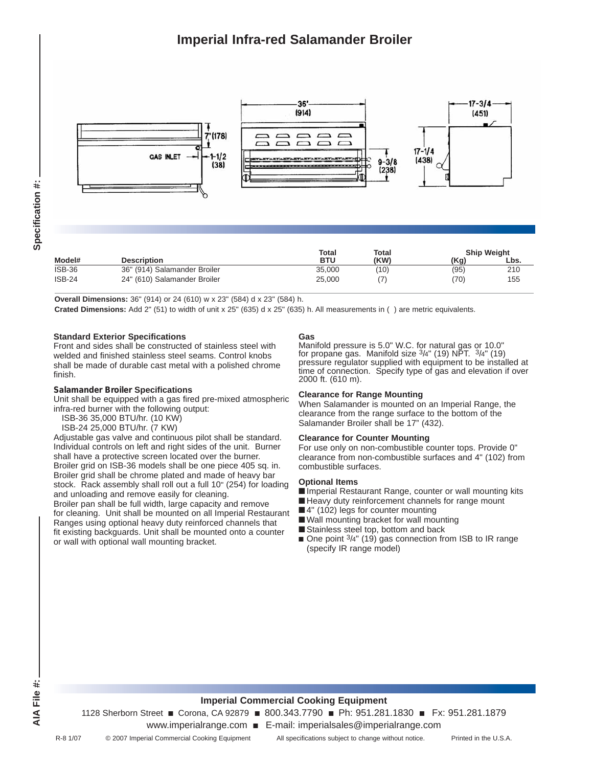# Imperial Infra-red Salamander Broiler

7" (178)

GAS INLET

1-1/2 (38)

36" (914)

9-3/8 (238)

17-1/4 (438)

17-3/4 (451)

| Model# | Description | Total BTU | Total (KW) | Ship Weight (Kg) | Lbs. |
|---|---|---|---|---|---|
| ISB-36 | 36" (914) Salamander Broiler | 35,000 | (10) | (95) | 210 |
| ISB-24 | 24" (610) Salamander Broiler | 25,000 | (7) | (70) | 155 |

**Overall Dimensions:** 36" (914) or 24 (610) w x 23" (584) d x 23" (584) h.

**Crated Dimensions:** Add 2" (51) to width of unit x 25" (635) d x 25" (635) h. All measurements in ( ) are metric equivalents.

### Standard Exterior Specifications

Front and sides shall be constructed of stainless steel with welded and finished stainless steel seams. Control knobs shall be made of durable cast metal with a polished chrome finish.

### Salamander Broiler Specifications

Unit shall be equipped with a gas fired pre-mixed atmospheric infra-red burner with the following output:

ISB-36 35,000 BTU/hr. (10 KW)
ISB-24 25,000 BTU/hr. (7 KW)

Adjustable gas valve and continuous pilot shall be standard. Individual controls on left and right sides of the unit. Burner shall have a protective screen located over the burner. Broiler grid on ISB-36 models shall be one piece 405 sq. in. Broiler grid shall be chrome plated and made of heavy bar stock. Rack assembly shall roll out a full 10" (254) for loading and unloading and remove easily for cleaning.
Broiler pan shall be full width, large capacity and remove for cleaning. Unit shall be mounted on all Imperial Restaurant Ranges using optional heavy duty reinforced channels that fit existing backguards. Unit shall be mounted onto a counter or wall with optional wall mounting bracket.

### Gas

Manifold pressure is 5.0" W.C. for natural gas or 10.0" for propane gas. Manifold size 3/4" (19) NPT. 3/4" (19) pressure regulator supplied with equipment to be installed at time of connection. Specify type of gas and elevation if over 2000 ft. (610 m).

### Clearance for Range Mounting

When Salamander is mounted on an Imperial Range, the clearance from the range surface to the bottom of the Salamander Broiler shall be 17" (432).

### Clearance for Counter Mounting

For use only on non-combustible counter tops. Provide 0" clearance from non-combustible surfaces and 4" (102) from combustible surfaces.

### Optional Items

- Imperial Restaurant Range, counter or wall mounting kits
- Heavy duty reinforcement channels for range mount
- 4" (102) legs for counter mounting
- Wall mounting bracket for wall mounting
- Stainless steel top, bottom and back
- One point 3/4" (19) gas connection from ISB to IR range (specify IR range model)

**Imperial Commercial Cooking Equipment**

1128 Sherborn Street ■ Corona, CA 92879 ■ 800.343.7790 ■ Ph: 951.281.1830 ■ Fx: 951.281.1879

www.imperialrange.com ■ E-mail: imperialsales@imperialrange.com

R-8 1/07 © 2007 Imperial Commercial Cooking Equipment All specifications subject to change without notice. Printed in the U.S.A.